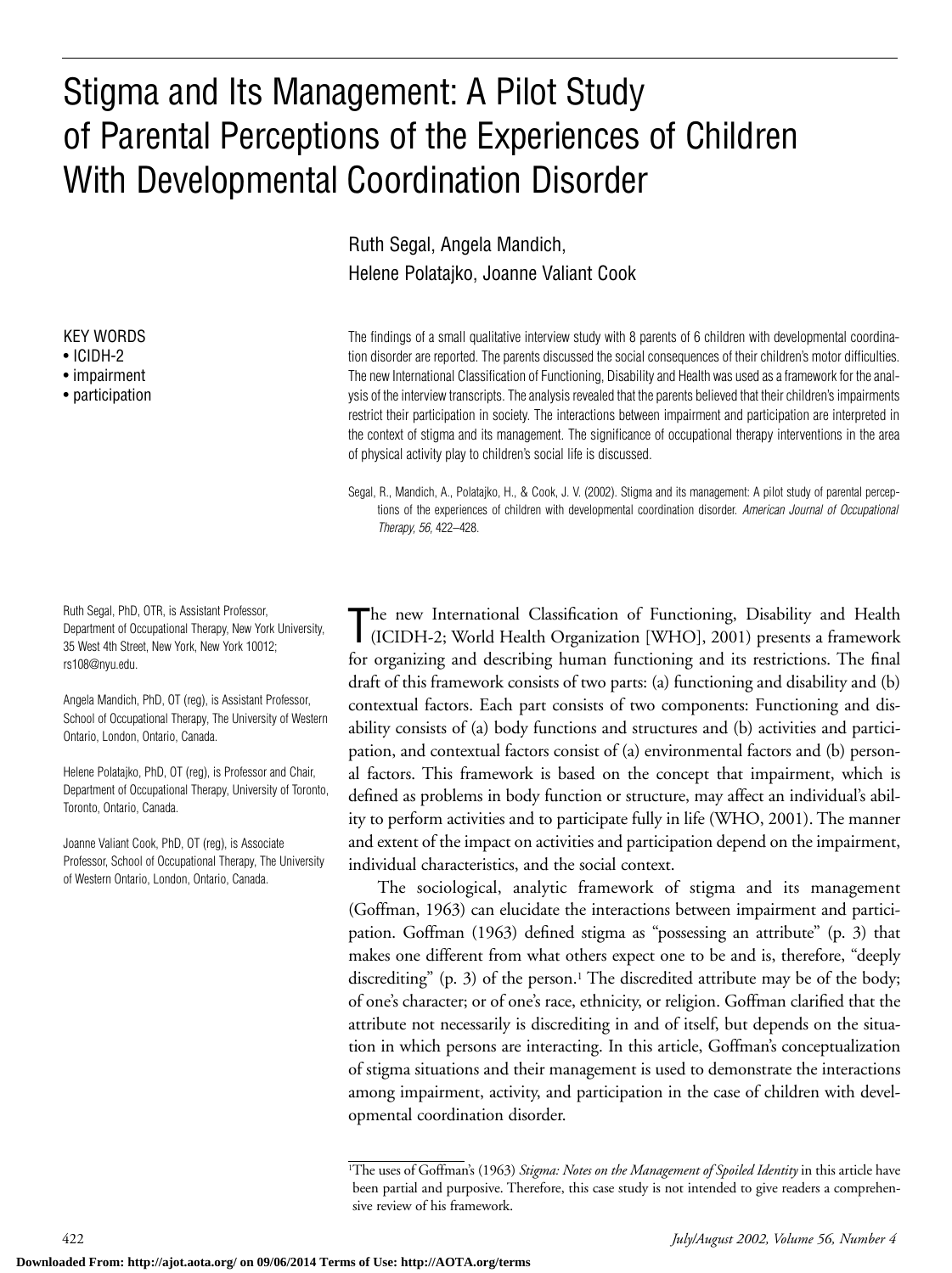# Stigma and Its Management: A Pilot Study of Parental Perceptions of the Experiences of Children With Developmental Coordination Disorder

Ruth Segal, Angela Mandich, Helene Polatajko, Joanne Valiant Cook

KEY WORDS
- ICIDH-2
- impairment
- participation

The findings of a small qualitative interview study with 8 parents of 6 children with developmental coordination disorder are reported. The parents discussed the social consequences of their children's motor difficulties. The new International Classification of Functioning, Disability and Health was used as a framework for the analysis of the interview transcripts. The analysis revealed that the parents believed that their children's impairments restrict their participation in society. The interactions between impairment and participation are interpreted in the context of stigma and its management. The significance of occupational therapy interventions in the area of physical activity play to children's social life is discussed.

Segal, R., Mandich, A., Polatajko, H., & Cook, J. V. (2002). Stigma and its management: A pilot study of parental perceptions of the experiences of children with developmental coordination disorder. *American Journal of Occupational Therapy, 56*, 422–428.

Ruth Segal, PhD, OTR, is Assistant Professor, Department of Occupational Therapy, New York University, 35 West 4th Street, New York, New York 10012; rs108@nyu.edu.

Angela Mandich, PhD, OT (reg), is Assistant Professor, School of Occupational Therapy, The University of Western Ontario, London, Ontario, Canada.

Helene Polatajko, PhD, OT (reg), is Professor and Chair, Department of Occupational Therapy, University of Toronto, Toronto, Ontario, Canada.

Joanne Valiant Cook, PhD, OT (reg), is Associate Professor, School of Occupational Therapy, The University of Western Ontario, London, Ontario, Canada.

The new International Classification of Functioning, Disability and Health (ICIDH-2; World Health Organization [WHO], 2001) presents a framework for organizing and describing human functioning and its restrictions. The final draft of this framework consists of two parts: (a) functioning and disability and (b) contextual factors. Each part consists of two components: Functioning and disability consists of (a) body functions and structures and (b) activities and participation, and contextual factors consist of (a) environmental factors and (b) personal factors. This framework is based on the concept that impairment, which is defined as problems in body function or structure, may affect an individual's ability to perform activities and to participate fully in life (WHO, 2001). The manner and extent of the impact on activities and participation depend on the impairment, individual characteristics, and the social context.

The sociological, analytic framework of stigma and its management (Goffman, 1963) can elucidate the interactions between impairment and participation. Goffman (1963) defined stigma as "possessing an attribute" (p. 3) that makes one different from what others expect one to be and is, therefore, "deeply discrediting" (p. 3) of the person.[1] The discredited attribute may be of the body; of one's character; or of one's race, ethnicity, or religion. Goffman clarified that the attribute not necessarily is discrediting in and of itself, but depends on the situation in which persons are interacting. In this article, Goffman's conceptualization of stigma situations and their management is used to demonstrate the interactions among impairment, activity, and participation in the case of children with developmental coordination disorder.

[1] The uses of Goffman's (1963) *Stigma: Notes on the Management of Spoiled Identity* in this article have been partial and purposive. Therefore, this case study is not intended to give readers a comprehensive review of his framework.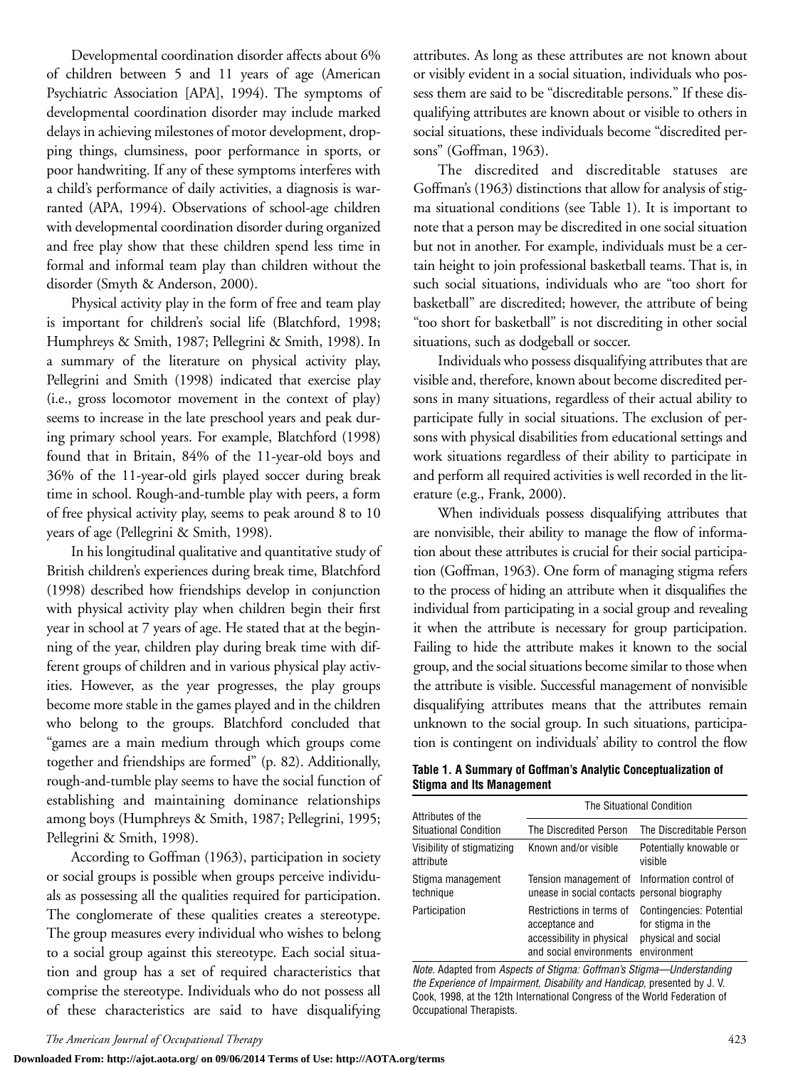Developmental coordination disorder affects about 6% of children between 5 and 11 years of age (American Psychiatric Association [APA], 1994). The symptoms of developmental coordination disorder may include marked delays in achieving milestones of motor development, dropping things, clumsiness, poor performance in sports, or poor handwriting. If any of these symptoms interferes with a child's performance of daily activities, a diagnosis is warranted (APA, 1994). Observations of school-age children with developmental coordination disorder during organized and free play show that these children spend less time in formal and informal team play than children without the disorder (Smyth & Anderson, 2000).

Physical activity play in the form of free and team play is important for children's social life (Blatchford, 1998; Humphreys & Smith, 1987; Pellegrini & Smith, 1998). In a summary of the literature on physical activity play, Pellegrini and Smith (1998) indicated that exercise play (i.e., gross locomotor movement in the context of play) seems to increase in the late preschool years and peak during primary school years. For example, Blatchford (1998) found that in Britain, 84% of the 11-year-old boys and 36% of the 11-year-old girls played soccer during break time in school. Rough-and-tumble play with peers, a form of free physical activity play, seems to peak around 8 to 10 years of age (Pellegrini & Smith, 1998).

In his longitudinal qualitative and quantitative study of British children's experiences during break time, Blatchford (1998) described how friendships develop in conjunction with physical activity play when children begin their first year in school at 7 years of age. He stated that at the beginning of the year, children play during break time with different groups of children and in various physical play activities. However, as the year progresses, the play groups become more stable in the games played and in the children who belong to the groups. Blatchford concluded that "games are a main medium through which groups come together and friendships are formed" (p. 82). Additionally, rough-and-tumble play seems to have the social function of establishing and maintaining dominance relationships among boys (Humphreys & Smith, 1987; Pellegrini, 1995; Pellegrini & Smith, 1998).

According to Goffman (1963), participation in society or social groups is possible when groups perceive individuals as possessing all the qualities required for participation. The conglomerate of these qualities creates a stereotype. The group measures every individual who wishes to belong to a social group against this stereotype. Each social situation and group has a set of required characteristics that comprise the stereotype. Individuals who do not possess all of these characteristics are said to have disqualifying attributes. As long as these attributes are not known about or visibly evident in a social situation, individuals who possess them are said to be "discreditable persons." If these disqualifying attributes are known about or visible to others in social situations, these individuals become "discredited persons" (Goffman, 1963).

The discredited and discreditable statuses are Goffman's (1963) distinctions that allow for analysis of stigma situational conditions (see Table 1). It is important to note that a person may be discredited in one social situation but not in another. For example, individuals must be a certain height to join professional basketball teams. That is, in such social situations, individuals who are "too short for basketball" are discredited; however, the attribute of being "too short for basketball" is not discrediting in other social situations, such as dodgeball or soccer.

Individuals who possess disqualifying attributes that are visible and, therefore, known about become discredited persons in many situations, regardless of their actual ability to participate fully in social situations. The exclusion of persons with physical disabilities from educational settings and work situations regardless of their ability to participate in and perform all required activities is well recorded in the literature (e.g., Frank, 2000).

When individuals possess disqualifying attributes that are nonvisible, their ability to manage the flow of information about these attributes is crucial for their social participation (Goffman, 1963). One form of managing stigma refers to the process of hiding an attribute when it disqualifies the individual from participating in a social group and revealing it when the attribute is necessary for group participation. Failing to hide the attribute makes it known to the social group, and the social situations become similar to those when the attribute is visible. Successful management of nonvisible disqualifying attributes means that the attributes remain unknown to the social group. In such situations, participation is contingent on individuals' ability to control the flow

**Table 1. A Summary of Goffman's Analytic Conceptualization of Stigma and Its Management**

| Attributes of the Situational Condition | The Situational Condition | |
|---|---|---|
| | The Discredited Person | The Discreditable Person |
| Visibility of stigmatizing attribute | Known and/or visible | Potentially knowable or visible |
| Stigma management technique | Tension management of unease in social contacts | Information control of personal biography |
| Participation | Restrictions in terms of acceptance and accessibility in physical and social environments | Contingencies: Potential for stigma in the physical and social environment |

*Note.* Adapted from *Aspects of Stigma: Goffman's Stigma—Understanding the Experience of Impairment, Disability and Handicap*, presented by J. V. Cook, 1998, at the 12th International Congress of the World Federation of Occupational Therapists.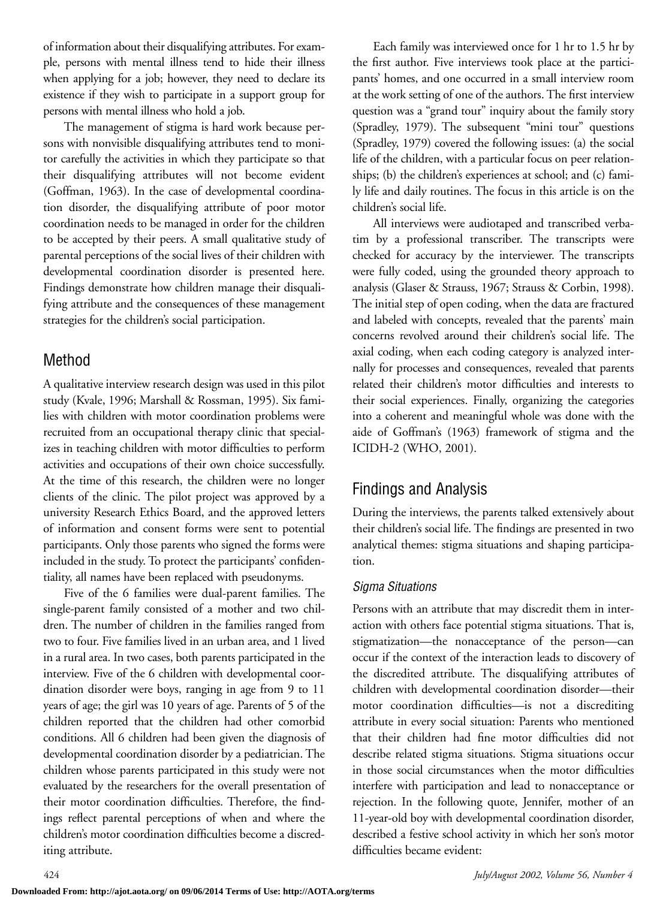of information about their disqualifying attributes. For example, persons with mental illness tend to hide their illness when applying for a job; however, they need to declare its existence if they wish to participate in a support group for persons with mental illness who hold a job.

The management of stigma is hard work because persons with nonvisible disqualifying attributes tend to monitor carefully the activities in which they participate so that their disqualifying attributes will not become evident (Goffman, 1963). In the case of developmental coordination disorder, the disqualifying attribute of poor motor coordination needs to be managed in order for the children to be accepted by their peers. A small qualitative study of parental perceptions of the social lives of their children with developmental coordination disorder is presented here. Findings demonstrate how children manage their disqualifying attribute and the consequences of these management strategies for the children's social participation.

## Method

A qualitative interview research design was used in this pilot study (Kvale, 1996; Marshall & Rossman, 1995). Six families with children with motor coordination problems were recruited from an occupational therapy clinic that specializes in teaching children with motor difficulties to perform activities and occupations of their own choice successfully. At the time of this research, the children were no longer clients of the clinic. The pilot project was approved by a university Research Ethics Board, and the approved letters of information and consent forms were sent to potential participants. Only those parents who signed the forms were included in the study. To protect the participants' confidentiality, all names have been replaced with pseudonyms.

Five of the 6 families were dual-parent families. The single-parent family consisted of a mother and two children. The number of children in the families ranged from two to four. Five families lived in an urban area, and 1 lived in a rural area. In two cases, both parents participated in the interview. Five of the 6 children with developmental coordination disorder were boys, ranging in age from 9 to 11 years of age; the girl was 10 years of age. Parents of 5 of the children reported that the children had other comorbid conditions. All 6 children had been given the diagnosis of developmental coordination disorder by a pediatrician. The children whose parents participated in this study were not evaluated by the researchers for the overall presentation of their motor coordination difficulties. Therefore, the findings reflect parental perceptions of when and where the children's motor coordination difficulties become a discrediting attribute.

Each family was interviewed once for 1 hr to 1.5 hr by the first author. Five interviews took place at the participants' homes, and one occurred in a small interview room at the work setting of one of the authors. The first interview question was a "grand tour" inquiry about the family story (Spradley, 1979). The subsequent "mini tour" questions (Spradley, 1979) covered the following issues: (a) the social life of the children, with a particular focus on peer relationships; (b) the children's experiences at school; and (c) family life and daily routines. The focus in this article is on the children's social life.

All interviews were audiotaped and transcribed verbatim by a professional transcriber. The transcripts were checked for accuracy by the interviewer. The transcripts were fully coded, using the grounded theory approach to analysis (Glaser & Strauss, 1967; Strauss & Corbin, 1998). The initial step of open coding, when the data are fractured and labeled with concepts, revealed that the parents' main concerns revolved around their children's social life. The axial coding, when each coding category is analyzed internally for processes and consequences, revealed that parents related their children's motor difficulties and interests to their social experiences. Finally, organizing the categories into a coherent and meaningful whole was done with the aide of Goffman's (1963) framework of stigma and the ICIDH-2 (WHO, 2001).

## Findings and Analysis

During the interviews, the parents talked extensively about their children's social life. The findings are presented in two analytical themes: stigma situations and shaping participation.

### *Sigma Situations*

Persons with an attribute that may discredit them in interaction with others face potential stigma situations. That is, stigmatization—the nonacceptance of the person—can occur if the context of the interaction leads to discovery of the discredited attribute. The disqualifying attributes of children with developmental coordination disorder—their motor coordination difficulties—is not a discrediting attribute in every social situation: Parents who mentioned that their children had fine motor difficulties did not describe related stigma situations. Stigma situations occur in those social circumstances when the motor difficulties interfere with participation and lead to nonacceptance or rejection. In the following quote, Jennifer, mother of an 11-year-old boy with developmental coordination disorder, described a festive school activity in which her son's motor difficulties became evident: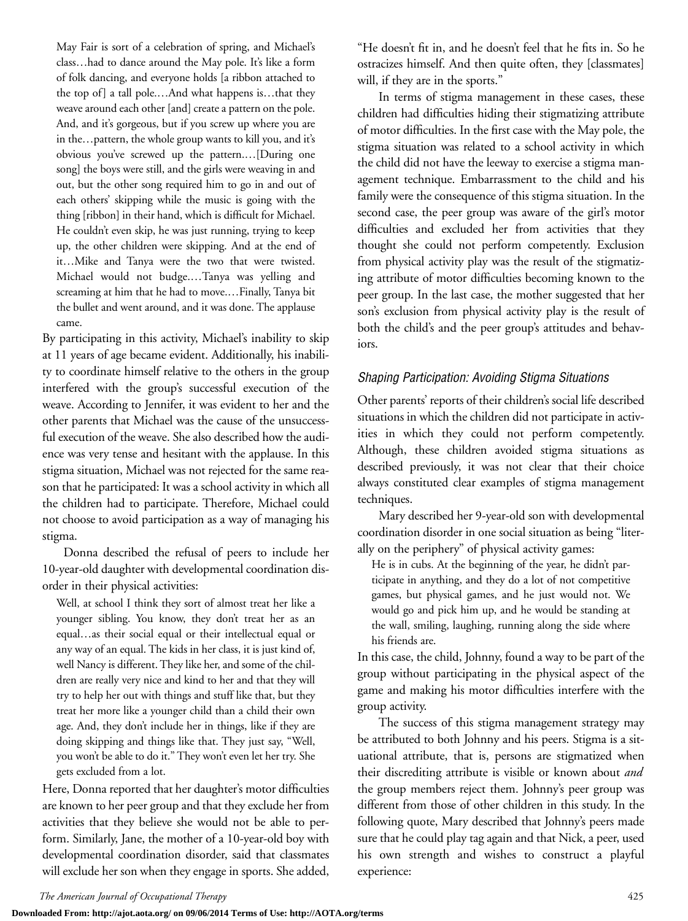> May Fair is sort of a celebration of spring, and Michael's class…had to dance around the May pole. It's like a form of folk dancing, and everyone holds [a ribbon attached to the top of] a tall pole.…And what happens is…that they weave around each other [and] create a pattern on the pole. And, and it's gorgeous, but if you screw up where you are in the…pattern, the whole group wants to kill you, and it's obvious you've screwed up the pattern.…[During one song] the boys were still, and the girls were weaving in and out, but the other song required him to go in and out of each others' skipping while the music is going with the thing [ribbon] in their hand, which is difficult for Michael. He couldn't even skip, he was just running, trying to keep up, the other children were skipping. And at the end of it…Mike and Tanya were the two that were twisted. Michael would not budge.…Tanya was yelling and screaming at him that he had to move.…Finally, Tanya bit the bullet and went around, and it was done. The applause came.

By participating in this activity, Michael's inability to skip at 11 years of age became evident. Additionally, his inability to coordinate himself relative to the others in the group interfered with the group's successful execution of the weave. According to Jennifer, it was evident to her and the other parents that Michael was the cause of the unsuccessful execution of the weave. She also described how the audience was very tense and hesitant with the applause. In this stigma situation, Michael was not rejected for the same reason that he participated: It was a school activity in which all the children had to participate. Therefore, Michael could not choose to avoid participation as a way of managing his stigma.

Donna described the refusal of peers to include her 10-year-old daughter with developmental coordination disorder in their physical activities:

> Well, at school I think they sort of almost treat her like a younger sibling. You know, they don't treat her as an equal…as their social equal or their intellectual equal or any way of an equal. The kids in her class, it is just kind of, well Nancy is different. They like her, and some of the children are really very nice and kind to her and that they will try to help her out with things and stuff like that, but they treat her more like a younger child than a child their own age. And, they don't include her in things, like if they are doing skipping and things like that. They just say, "Well, you won't be able to do it." They won't even let her try. She gets excluded from a lot.

Here, Donna reported that her daughter's motor difficulties are known to her peer group and that they exclude her from activities that they believe she would not be able to perform. Similarly, Jane, the mother of a 10-year-old boy with developmental coordination disorder, said that classmates will exclude her son when they engage in sports. She added, "He doesn't fit in, and he doesn't feel that he fits in. So he ostracizes himself. And then quite often, they [classmates] will, if they are in the sports."

In terms of stigma management in these cases, these children had difficulties hiding their stigmatizing attribute of motor difficulties. In the first case with the May pole, the stigma situation was related to a school activity in which the child did not have the leeway to exercise a stigma management technique. Embarrassment to the child and his family were the consequence of this stigma situation. In the second case, the peer group was aware of the girl's motor difficulties and excluded her from activities that they thought she could not perform competently. Exclusion from physical activity play was the result of the stigmatizing attribute of motor difficulties becoming known to the peer group. In the last case, the mother suggested that her son's exclusion from physical activity play is the result of both the child's and the peer group's attitudes and behaviors.

### *Shaping Participation: Avoiding Stigma Situations*

Other parents' reports of their children's social life described situations in which the children did not participate in activities in which they could not perform competently. Although, these children avoided stigma situations as described previously, it was not clear that their choice always constituted clear examples of stigma management techniques.

Mary described her 9-year-old son with developmental coordination disorder in one social situation as being "literally on the periphery" of physical activity games:

> He is in cubs. At the beginning of the year, he didn't participate in anything, and they do a lot of not competitive games, but physical games, and he just would not. We would go and pick him up, and he would be standing at the wall, smiling, laughing, running along the side where his friends are.

In this case, the child, Johnny, found a way to be part of the group without participating in the physical aspect of the game and making his motor difficulties interfere with the group activity.

The success of this stigma management strategy may be attributed to both Johnny and his peers. Stigma is a situational attribute, that is, persons are stigmatized when their discrediting attribute is visible or known about *and* the group members reject them. Johnny's peer group was different from those of other children in this study. In the following quote, Mary described that Johnny's peers made sure that he could play tag again and that Nick, a peer, used his own strength and wishes to construct a playful experience: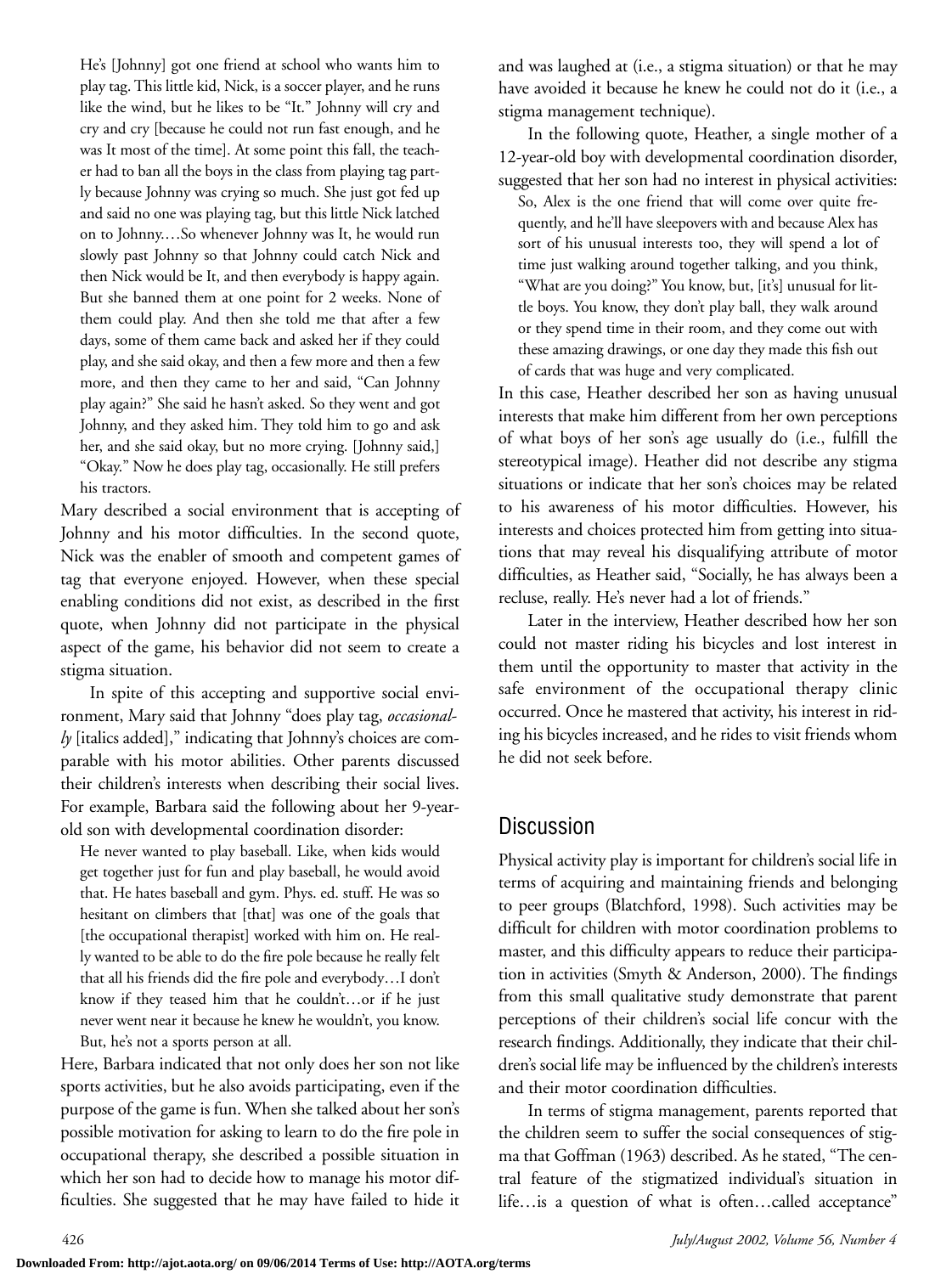> He's [Johnny] got one friend at school who wants him to play tag. This little kid, Nick, is a soccer player, and he runs like the wind, but he likes to be "It." Johnny will cry and cry and cry [because he could not run fast enough, and he was It most of the time]. At some point this fall, the teacher had to ban all the boys in the class from playing tag partly because Johnny was crying so much. She just got fed up and said no one was playing tag, but this little Nick latched on to Johnny.…So whenever Johnny was It, he would run slowly past Johnny so that Johnny could catch Nick and then Nick would be It, and then everybody is happy again. But she banned them at one point for 2 weeks. None of them could play. And then she told me that after a few days, some of them came back and asked her if they could play, and she said okay, and then a few more and then a few more, and then they came to her and said, "Can Johnny play again?" She said he hasn't asked. So they went and got Johnny, and they asked him. They told him to go and ask her, and she said okay, but no more crying. [Johnny said,] "Okay." Now he does play tag, occasionally. He still prefers his tractors.

Mary described a social environment that is accepting of Johnny and his motor difficulties. In the second quote, Nick was the enabler of smooth and competent games of tag that everyone enjoyed. However, when these special enabling conditions did not exist, as described in the first quote, when Johnny did not participate in the physical aspect of the game, his behavior did not seem to create a stigma situation.

In spite of this accepting and supportive social environment, Mary said that Johnny "does play tag, *occasionally* [italics added]," indicating that Johnny's choices are comparable with his motor abilities. Other parents discussed their children's interests when describing their social lives. For example, Barbara said the following about her 9-year-old son with developmental coordination disorder:

> He never wanted to play baseball. Like, when kids would get together just for fun and play baseball, he would avoid that. He hates baseball and gym. Phys. ed. stuff. He was so hesitant on climbers that [that] was one of the goals that [the occupational therapist] worked with him on. He really wanted to be able to do the fire pole because he really felt that all his friends did the fire pole and everybody…I don't know if they teased him that he couldn't…or if he just never went near it because he knew he wouldn't, you know. But, he's not a sports person at all.

Here, Barbara indicated that not only does her son not like sports activities, but he also avoids participating, even if the purpose of the game is fun. When she talked about her son's possible motivation for asking to learn to do the fire pole in occupational therapy, she described a possible situation in which her son had to decide how to manage his motor difficulties. She suggested that he may have failed to hide it and was laughed at (i.e., a stigma situation) or that he may have avoided it because he knew he could not do it (i.e., a stigma management technique).

In the following quote, Heather, a single mother of a 12-year-old boy with developmental coordination disorder, suggested that her son had no interest in physical activities:

> So, Alex is the one friend that will come over quite frequently, and he'll have sleepovers with and because Alex has sort of his unusual interests too, they will spend a lot of time just walking around together talking, and you think, "What are you doing?" You know, but, [it's] unusual for little boys. You know, they don't play ball, they walk around or they spend time in their room, and they come out with these amazing drawings, or one day they made this fish out of cards that was huge and very complicated.

In this case, Heather described her son as having unusual interests that make him different from her own perceptions of what boys of her son's age usually do (i.e., fulfill the stereotypical image). Heather did not describe any stigma situations or indicate that her son's choices may be related to his awareness of his motor difficulties. However, his interests and choices protected him from getting into situations that may reveal his disqualifying attribute of motor difficulties, as Heather said, "Socially, he has always been a recluse, really. He's never had a lot of friends."

Later in the interview, Heather described how her son could not master riding his bicycles and lost interest in them until the opportunity to master that activity in the safe environment of the occupational therapy clinic occurred. Once he mastered that activity, his interest in riding his bicycles increased, and he rides to visit friends whom he did not seek before.

## Discussion

Physical activity play is important for children's social life in terms of acquiring and maintaining friends and belonging to peer groups (Blatchford, 1998). Such activities may be difficult for children with motor coordination problems to master, and this difficulty appears to reduce their participation in activities (Smyth & Anderson, 2000). The findings from this small qualitative study demonstrate that parent perceptions of their children's social life concur with the research findings. Additionally, they indicate that their children's social life may be influenced by the children's interests and their motor coordination difficulties.

In terms of stigma management, parents reported that the children seem to suffer the social consequences of stigma that Goffman (1963) described. As he stated, "The central feature of the stigmatized individual's situation in life…is a question of what is often…called acceptance"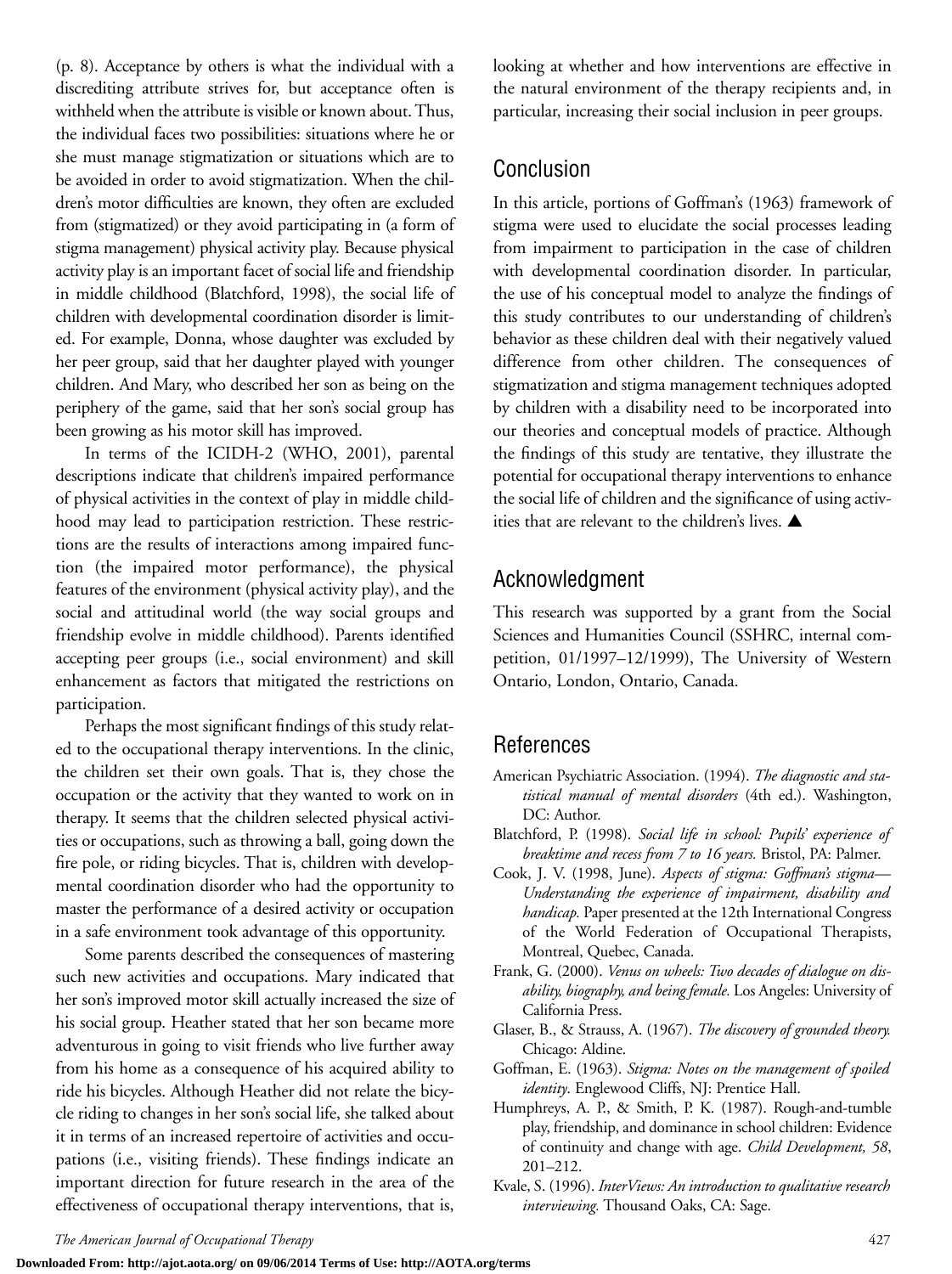(p. 8). Acceptance by others is what the individual with a discrediting attribute strives for, but acceptance often is withheld when the attribute is visible or known about. Thus, the individual faces two possibilities: situations where he or she must manage stigmatization or situations which are to be avoided in order to avoid stigmatization. When the children's motor difficulties are known, they often are excluded from (stigmatized) or they avoid participating in (a form of stigma management) physical activity play. Because physical activity play is an important facet of social life and friendship in middle childhood (Blatchford, 1998), the social life of children with developmental coordination disorder is limited. For example, Donna, whose daughter was excluded by her peer group, said that her daughter played with younger children. And Mary, who described her son as being on the periphery of the game, said that her son's social group has been growing as his motor skill has improved.

In terms of the ICIDH-2 (WHO, 2001), parental descriptions indicate that children's impaired performance of physical activities in the context of play in middle childhood may lead to participation restriction. These restrictions are the results of interactions among impaired function (the impaired motor performance), the physical features of the environment (physical activity play), and the social and attitudinal world (the way social groups and friendship evolve in middle childhood). Parents identified accepting peer groups (i.e., social environment) and skill enhancement as factors that mitigated the restrictions on participation.

Perhaps the most significant findings of this study related to the occupational therapy interventions. In the clinic, the children set their own goals. That is, they chose the occupation or the activity that they wanted to work on in therapy. It seems that the children selected physical activities or occupations, such as throwing a ball, going down the fire pole, or riding bicycles. That is, children with developmental coordination disorder who had the opportunity to master the performance of a desired activity or occupation in a safe environment took advantage of this opportunity.

Some parents described the consequences of mastering such new activities and occupations. Mary indicated that her son's improved motor skill actually increased the size of his social group. Heather stated that her son became more adventurous in going to visit friends who live further away from his home as a consequence of his acquired ability to ride his bicycles. Although Heather did not relate the bicycle riding to changes in her son's social life, she talked about it in terms of an increased repertoire of activities and occupations (i.e., visiting friends). These findings indicate an important direction for future research in the area of the effectiveness of occupational therapy interventions, that is, looking at whether and how interventions are effective in the natural environment of the therapy recipients and, in particular, increasing their social inclusion in peer groups.

## Conclusion

In this article, portions of Goffman's (1963) framework of stigma were used to elucidate the social processes leading from impairment to participation in the case of children with developmental coordination disorder. In particular, the use of his conceptual model to analyze the findings of this study contributes to our understanding of children's behavior as these children deal with their negatively valued difference from other children. The consequences of stigmatization and stigma management techniques adopted by children with a disability need to be incorporated into our theories and conceptual models of practice. Although the findings of this study are tentative, they illustrate the potential for occupational therapy interventions to enhance the social life of children and the significance of using activities that are relevant to the children's lives. ▲

## Acknowledgment

This research was supported by a grant from the Social Sciences and Humanities Council (SSHRC, internal competition, 01/1997–12/1999), The University of Western Ontario, London, Ontario, Canada.

## References

American Psychiatric Association. (1994). *The diagnostic and statistical manual of mental disorders* (4th ed.). Washington, DC: Author.

Blatchford, P. (1998). *Social life in school: Pupils' experience of breaktime and recess from 7 to 16 years.* Bristol, PA: Palmer.

Cook, J. V. (1998, June). *Aspects of stigma: Goffman's stigma—Understanding the experience of impairment, disability and handicap.* Paper presented at the 12th International Congress of the World Federation of Occupational Therapists, Montreal, Quebec, Canada.

Frank, G. (2000). *Venus on wheels: Two decades of dialogue on disability, biography, and being female.* Los Angeles: University of California Press.

Glaser, B., & Strauss, A. (1967). *The discovery of grounded theory.* Chicago: Aldine.

Goffman, E. (1963). *Stigma: Notes on the management of spoiled identity*. Englewood Cliffs, NJ: Prentice Hall.

Humphreys, A. P., & Smith, P. K. (1987). Rough-and-tumble play, friendship, and dominance in school children: Evidence of continuity and change with age. *Child Development, 58*, 201–212.

Kvale, S. (1996). *InterViews: An introduction to qualitative research interviewing.* Thousand Oaks, CA: Sage.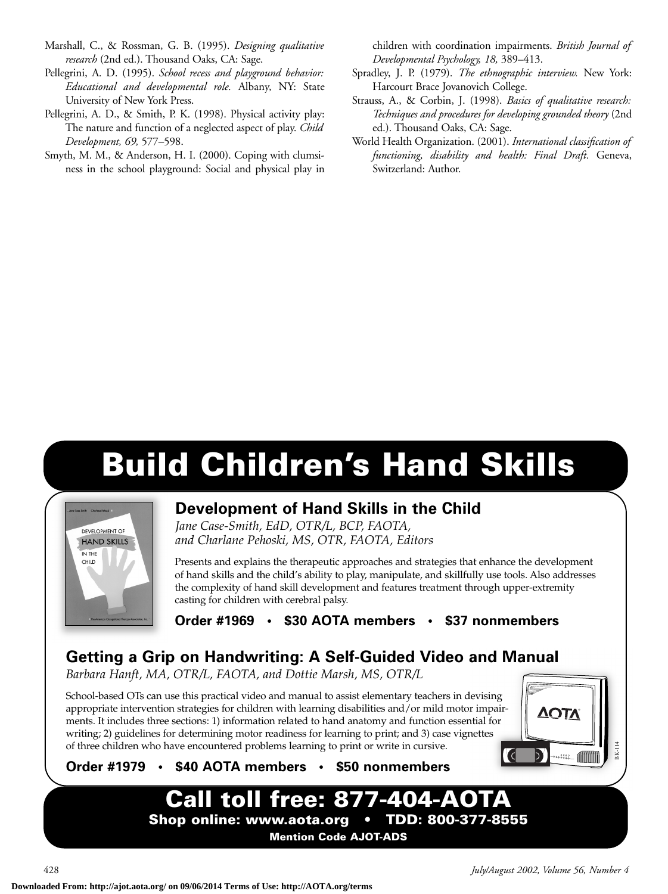Marshall, C., & Rossman, G. B. (1995). *Designing qualitative research* (2nd ed.). Thousand Oaks, CA: Sage.

Pellegrini, A. D. (1995). *School recess and playground behavior: Educational and developmental role.* Albany, NY: State University of New York Press.

Pellegrini, A. D., & Smith, P. K. (1998). Physical activity play: The nature and function of a neglected aspect of play. *Child Development, 69,* 577–598.

Smyth, M. M., & Anderson, H. I. (2000). Coping with clumsiness in the school playground: Social and physical play in children with coordination impairments. *British Journal of Developmental Psychology, 18,* 389–413.

Spradley, J. P. (1979). *The ethnographic interview.* New York: Harcourt Brace Jovanovich College.

Strauss, A., & Corbin, J. (1998). *Basics of qualitative research: Techniques and procedures for developing grounded theory* (2nd ed.). Thousand Oaks, CA: Sage.

World Health Organization. (2001). *International classification of functioning, disability and health: Final Draft.* Geneva, Switzerland: Author.

# Build Children's Hand Skills

## Development of Hand Skills in the Child

*Jane Case-Smith, EdD, OTR/L, BCP, FAOTA, and Charlane Pehoski, MS, OTR, FAOTA, Editors*

Presents and explains the therapeutic approaches and strategies that enhance the development of hand skills and the child's ability to play, manipulate, and skillfully use tools. Also addresses the complexity of hand skill development and features treatment through upper-extremity casting for children with cerebral palsy.

**Order #1969 • $30 AOTA members • $37 nonmembers**

## Getting a Grip on Handwriting: A Self-Guided Video and Manual

*Barbara Hanft, MA, OTR/L, FAOTA, and Dottie Marsh, MS, OTR/L*

School-based OTs can use this practical video and manual to assist elementary teachers in devising appropriate intervention strategies for children with learning disabilities and/or mild motor impairments. It includes three sections: 1) information related to hand anatomy and function essential for writing; 2) guidelines for determining motor readiness for learning to print; and 3) case vignettes of three children who have encountered problems learning to print or write in cursive.

**Order #1979 • $40 AOTA members • $50 nonmembers**

BK-114

## Call toll free: 877-404-AOTA

**Shop online: www.aota.org • TDD: 800-377-8555**

**Mention Code AJOT-ADS**